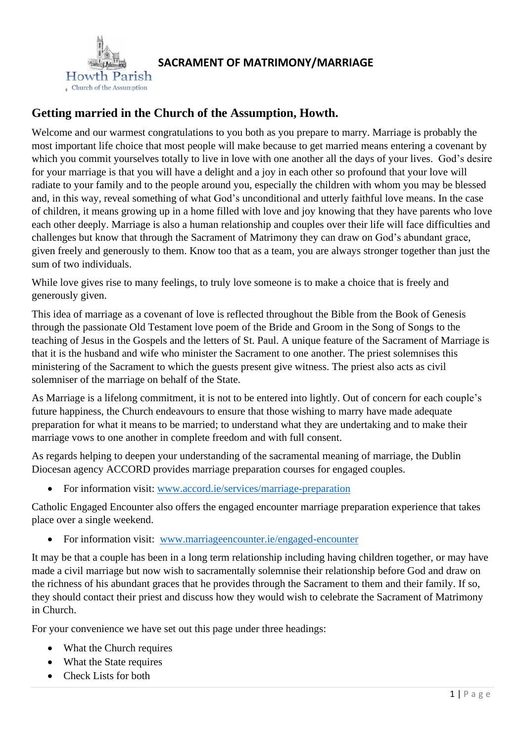Howth Parish
Church of the Assumption

# SACRAMENT OF MATRIMONY/MARRIAGE

## Getting married in the Church of the Assumption, Howth.

Welcome and our warmest congratulations to you both as you prepare to marry. Marriage is probably the most important life choice that most people will make because to get married means entering a covenant by which you commit yourselves totally to live in love with one another all the days of your lives. God's desire for your marriage is that you will have a delight and a joy in each other so profound that your love will radiate to your family and to the people around you, especially the children with whom you may be blessed and, in this way, reveal something of what God's unconditional and utterly faithful love means. In the case of children, it means growing up in a home filled with love and joy knowing that they have parents who love each other deeply. Marriage is also a human relationship and couples over their life will face difficulties and challenges but know that through the Sacrament of Matrimony they can draw on God's abundant grace, given freely and generously to them. Know too that as a team, you are always stronger together than just the sum of two individuals.

While love gives rise to many feelings, to truly love someone is to make a choice that is freely and generously given.

This idea of marriage as a covenant of love is reflected throughout the Bible from the Book of Genesis through the passionate Old Testament love poem of the Bride and Groom in the Song of Songs to the teaching of Jesus in the Gospels and the letters of St. Paul. A unique feature of the Sacrament of Marriage is that it is the husband and wife who minister the Sacrament to one another. The priest solemnises this ministering of the Sacrament to which the guests present give witness. The priest also acts as civil solemniser of the marriage on behalf of the State.

As Marriage is a lifelong commitment, it is not to be entered into lightly. Out of concern for each couple's future happiness, the Church endeavours to ensure that those wishing to marry have made adequate preparation for what it means to be married; to understand what they are undertaking and to make their marriage vows to one another in complete freedom and with full consent.

As regards helping to deepen your understanding of the sacramental meaning of marriage, the Dublin Diocesan agency ACCORD provides marriage preparation courses for engaged couples.

- For information visit: www.accord.ie/services/marriage-preparation

Catholic Engaged Encounter also offers the engaged encounter marriage preparation experience that takes place over a single weekend.

- For information visit: www.marriageencounter.ie/engaged-encounter

It may be that a couple has been in a long term relationship including having children together, or may have made a civil marriage but now wish to sacramentally solemnise their relationship before God and draw on the richness of his abundant graces that he provides through the Sacrament to them and their family. If so, they should contact their priest and discuss how they would wish to celebrate the Sacrament of Matrimony in Church.

For your convenience we have set out this page under three headings:

- What the Church requires
- What the State requires
- Check Lists for both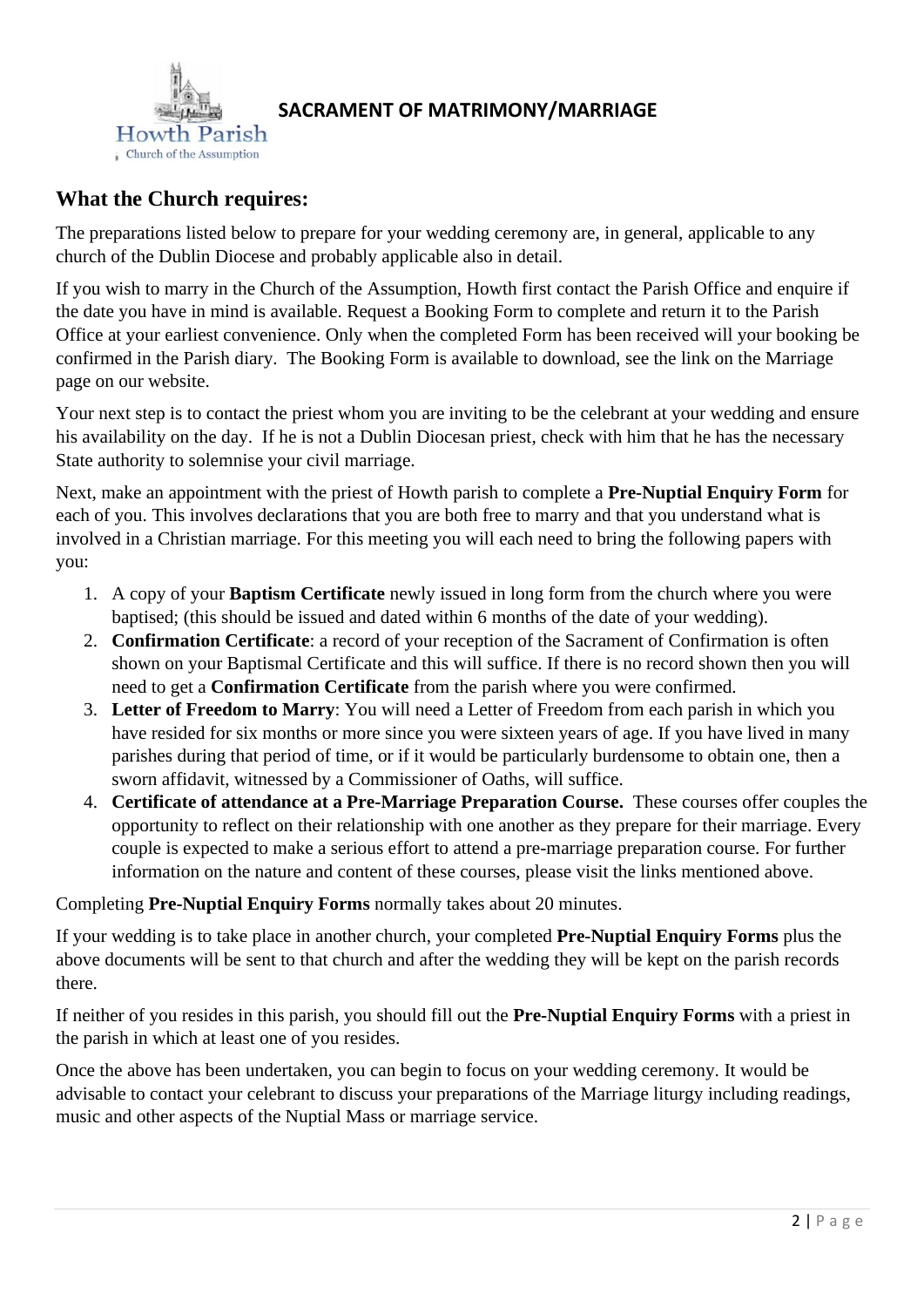Howth Parish
Church of the Assumption

# SACRAMENT OF MATRIMONY/MARRIAGE

## What the Church requires:

The preparations listed below to prepare for your wedding ceremony are, in general, applicable to any church of the Dublin Diocese and probably applicable also in detail.

If you wish to marry in the Church of the Assumption, Howth first contact the Parish Office and enquire if the date you have in mind is available. Request a Booking Form to complete and return it to the Parish Office at your earliest convenience. Only when the completed Form has been received will your booking be confirmed in the Parish diary. The Booking Form is available to download, see the link on the Marriage page on our website.

Your next step is to contact the priest whom you are inviting to be the celebrant at your wedding and ensure his availability on the day. If he is not a Dublin Diocesan priest, check with him that he has the necessary State authority to solemnise your civil marriage.

Next, make an appointment with the priest of Howth parish to complete a **Pre-Nuptial Enquiry Form** for each of you. This involves declarations that you are both free to marry and that you understand what is involved in a Christian marriage. For this meeting you will each need to bring the following papers with you:

1. A copy of your **Baptism Certificate** newly issued in long form from the church where you were baptised; (this should be issued and dated within 6 months of the date of your wedding).
2. **Confirmation Certificate**: a record of your reception of the Sacrament of Confirmation is often shown on your Baptismal Certificate and this will suffice. If there is no record shown then you will need to get a **Confirmation Certificate** from the parish where you were confirmed.
3. **Letter of Freedom to Marry**: You will need a Letter of Freedom from each parish in which you have resided for six months or more since you were sixteen years of age. If you have lived in many parishes during that period of time, or if it would be particularly burdensome to obtain one, then a sworn affidavit, witnessed by a Commissioner of Oaths, will suffice.
4. **Certificate of attendance at a Pre-Marriage Preparation Course.** These courses offer couples the opportunity to reflect on their relationship with one another as they prepare for their marriage. Every couple is expected to make a serious effort to attend a pre-marriage preparation course. For further information on the nature and content of these courses, please visit the links mentioned above.

Completing **Pre-Nuptial Enquiry Forms** normally takes about 20 minutes.

If your wedding is to take place in another church, your completed **Pre-Nuptial Enquiry Forms** plus the above documents will be sent to that church and after the wedding they will be kept on the parish records there.

If neither of you resides in this parish, you should fill out the **Pre-Nuptial Enquiry Forms** with a priest in the parish in which at least one of you resides.

Once the above has been undertaken, you can begin to focus on your wedding ceremony. It would be advisable to contact your celebrant to discuss your preparations of the Marriage liturgy including readings, music and other aspects of the Nuptial Mass or marriage service.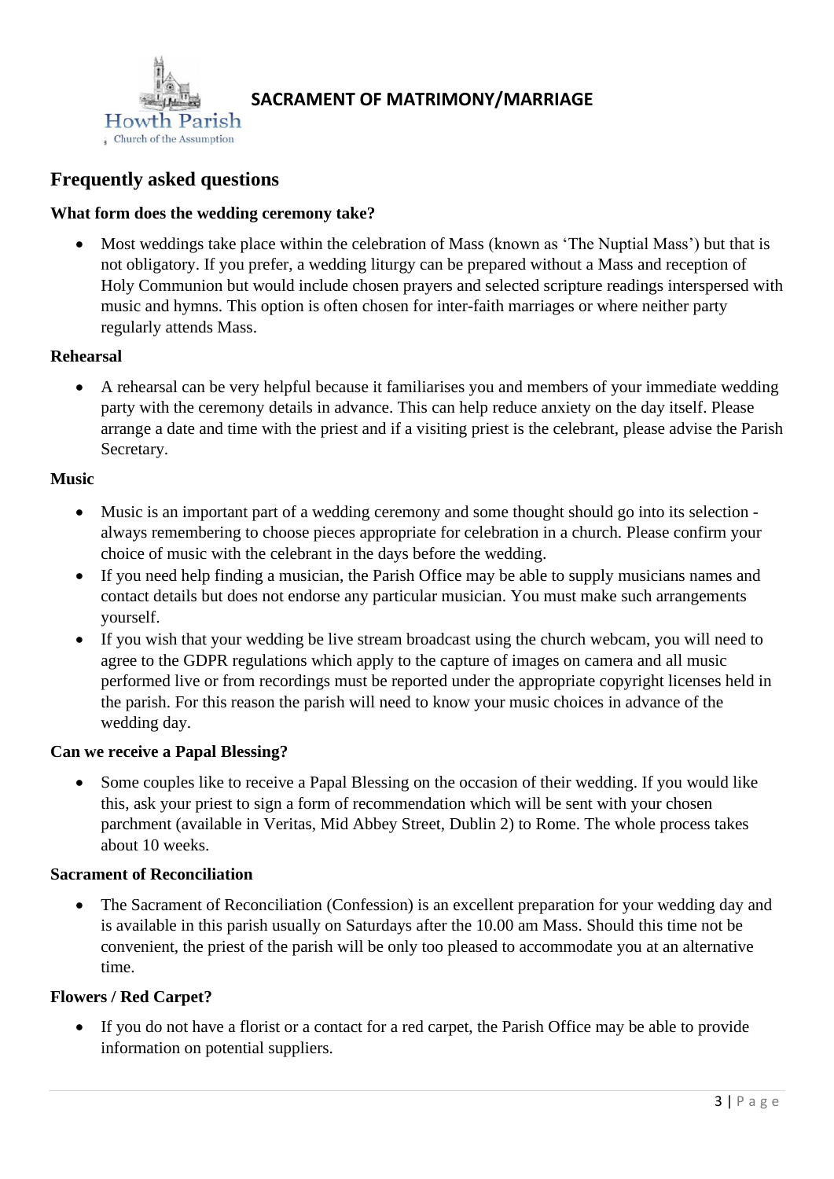**SACRAMENT OF MATRIMONY/MARRIAGE**

Howth Parish
Church of the Assumption

## Frequently asked questions

**What form does the wedding ceremony take?**

- Most weddings take place within the celebration of Mass (known as 'The Nuptial Mass') but that is not obligatory. If you prefer, a wedding liturgy can be prepared without a Mass and reception of Holy Communion but would include chosen prayers and selected scripture readings interspersed with music and hymns. This option is often chosen for inter-faith marriages or where neither party regularly attends Mass.

**Rehearsal**

- A rehearsal can be very helpful because it familiarises you and members of your immediate wedding party with the ceremony details in advance. This can help reduce anxiety on the day itself. Please arrange a date and time with the priest and if a visiting priest is the celebrant, please advise the Parish Secretary.

**Music**

- Music is an important part of a wedding ceremony and some thought should go into its selection - always remembering to choose pieces appropriate for celebration in a church. Please confirm your choice of music with the celebrant in the days before the wedding.
- If you need help finding a musician, the Parish Office may be able to supply musicians names and contact details but does not endorse any particular musician. You must make such arrangements yourself.
- If you wish that your wedding be live stream broadcast using the church webcam, you will need to agree to the GDPR regulations which apply to the capture of images on camera and all music performed live or from recordings must be reported under the appropriate copyright licenses held in the parish. For this reason the parish will need to know your music choices in advance of the wedding day.

**Can we receive a Papal Blessing?**

- Some couples like to receive a Papal Blessing on the occasion of their wedding. If you would like this, ask your priest to sign a form of recommendation which will be sent with your chosen parchment (available in Veritas, Mid Abbey Street, Dublin 2) to Rome. The whole process takes about 10 weeks.

**Sacrament of Reconciliation**

- The Sacrament of Reconciliation (Confession) is an excellent preparation for your wedding day and is available in this parish usually on Saturdays after the 10.00 am Mass. Should this time not be convenient, the priest of the parish will be only too pleased to accommodate you at an alternative time.

**Flowers / Red Carpet?**

- If you do not have a florist or a contact for a red carpet, the Parish Office may be able to provide information on potential suppliers.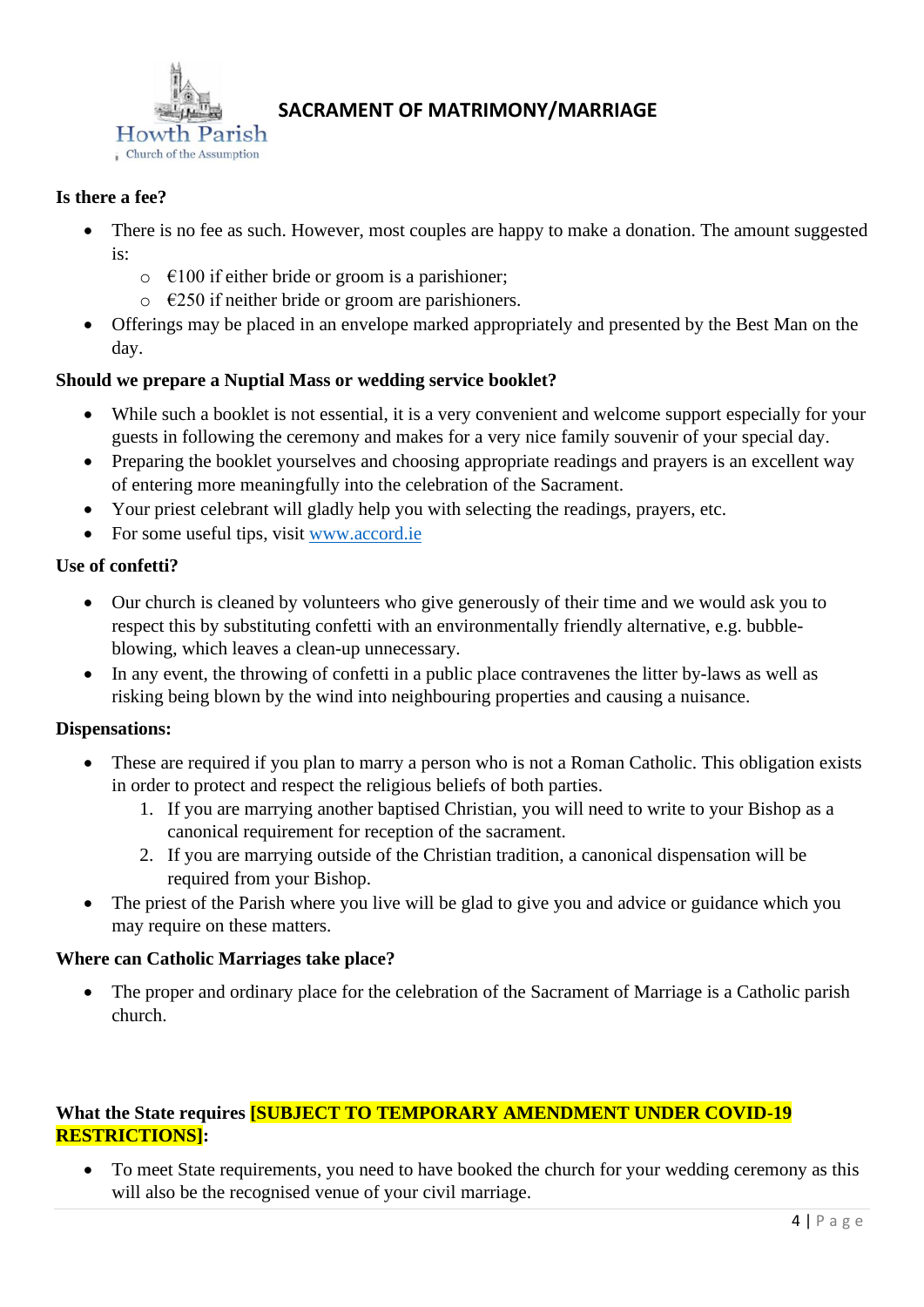Howth Parish
Church of the Assumption

# SACRAMENT OF MATRIMONY/MARRIAGE

**Is there a fee?**

- There is no fee as such. However, most couples are happy to make a donation. The amount suggested is:
  - €100 if either bride or groom is a parishioner;
  - €250 if neither bride or groom are parishioners.
- Offerings may be placed in an envelope marked appropriately and presented by the Best Man on the day.

**Should we prepare a Nuptial Mass or wedding service booklet?**

- While such a booklet is not essential, it is a very convenient and welcome support especially for your guests in following the ceremony and makes for a very nice family souvenir of your special day.
- Preparing the booklet yourselves and choosing appropriate readings and prayers is an excellent way of entering more meaningfully into the celebration of the Sacrament.
- Your priest celebrant will gladly help you with selecting the readings, prayers, etc.
- For some useful tips, visit [www.accord.ie](http://www.accord.ie)

**Use of confetti?**

- Our church is cleaned by volunteers who give generously of their time and we would ask you to respect this by substituting confetti with an environmentally friendly alternative, e.g. bubble-blowing, which leaves a clean-up unnecessary.
- In any event, the throwing of confetti in a public place contravenes the litter by-laws as well as risking being blown by the wind into neighbouring properties and causing a nuisance.

**Dispensations:**

- These are required if you plan to marry a person who is not a Roman Catholic. This obligation exists in order to protect and respect the religious beliefs of both parties.
  1. If you are marrying another baptised Christian, you will need to write to your Bishop as a canonical requirement for reception of the sacrament.
  2. If you are marrying outside of the Christian tradition, a canonical dispensation will be required from your Bishop.
- The priest of the Parish where you live will be glad to give you and advice or guidance which you may require on these matters.

**Where can Catholic Marriages take place?**

- The proper and ordinary place for the celebration of the Sacrament of Marriage is a Catholic parish church.

**What the State requires [SUBJECT TO TEMPORARY AMENDMENT UNDER COVID-19 RESTRICTIONS]:**

- To meet State requirements, you need to have booked the church for your wedding ceremony as this will also be the recognised venue of your civil marriage.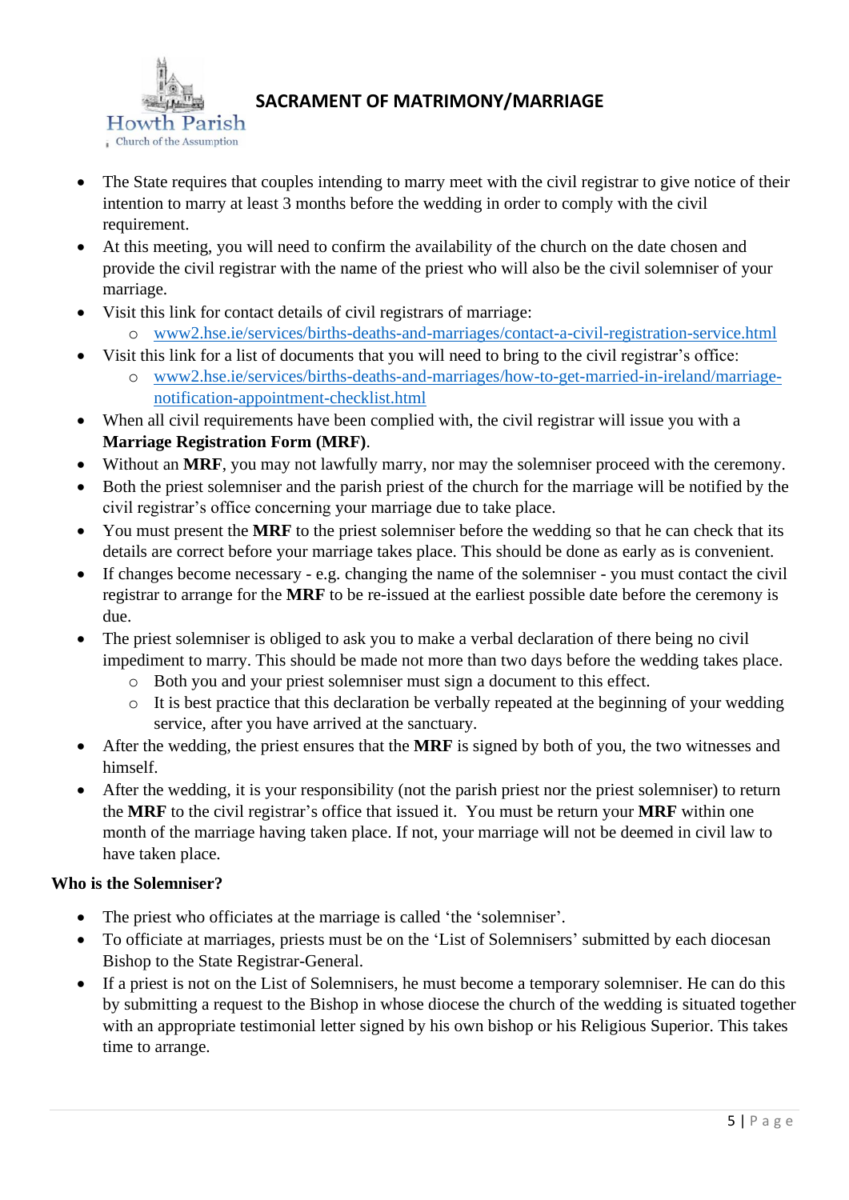Howth Parish
Church of the Assumption

## SACRAMENT OF MATRIMONY/MARRIAGE

- The State requires that couples intending to marry meet with the civil registrar to give notice of their intention to marry at least 3 months before the wedding in order to comply with the civil requirement.
- At this meeting, you will need to confirm the availability of the church on the date chosen and provide the civil registrar with the name of the priest who will also be the civil solemniser of your marriage.
- Visit this link for contact details of civil registrars of marriage:
  - www2.hse.ie/services/births-deaths-and-marriages/contact-a-civil-registration-service.html
- Visit this link for a list of documents that you will need to bring to the civil registrar's office:
  - www2.hse.ie/services/births-deaths-and-marriages/how-to-get-married-in-ireland/marriage-notification-appointment-checklist.html
- When all civil requirements have been complied with, the civil registrar will issue you with a **Marriage Registration Form (MRF)**.
- Without an **MRF**, you may not lawfully marry, nor may the solemniser proceed with the ceremony.
- Both the priest solemniser and the parish priest of the church for the marriage will be notified by the civil registrar's office concerning your marriage due to take place.
- You must present the **MRF** to the priest solemniser before the wedding so that he can check that its details are correct before your marriage takes place. This should be done as early as is convenient.
- If changes become necessary - e.g. changing the name of the solemniser - you must contact the civil registrar to arrange for the **MRF** to be re-issued at the earliest possible date before the ceremony is due.
- The priest solemniser is obliged to ask you to make a verbal declaration of there being no civil impediment to marry. This should be made not more than two days before the wedding takes place.
  - Both you and your priest solemniser must sign a document to this effect.
  - It is best practice that this declaration be verbally repeated at the beginning of your wedding service, after you have arrived at the sanctuary.
- After the wedding, the priest ensures that the **MRF** is signed by both of you, the two witnesses and himself.
- After the wedding, it is your responsibility (not the parish priest nor the priest solemniser) to return the **MRF** to the civil registrar's office that issued it. You must be return your **MRF** within one month of the marriage having taken place. If not, your marriage will not be deemed in civil law to have taken place.

**Who is the Solemniser?**

- The priest who officiates at the marriage is called 'the 'solemniser'.
- To officiate at marriages, priests must be on the 'List of Solemnisers' submitted by each diocesan Bishop to the State Registrar-General.
- If a priest is not on the List of Solemnisers, he must become a temporary solemniser. He can do this by submitting a request to the Bishop in whose diocese the church of the wedding is situated together with an appropriate testimonial letter signed by his own bishop or his Religious Superior. This takes time to arrange.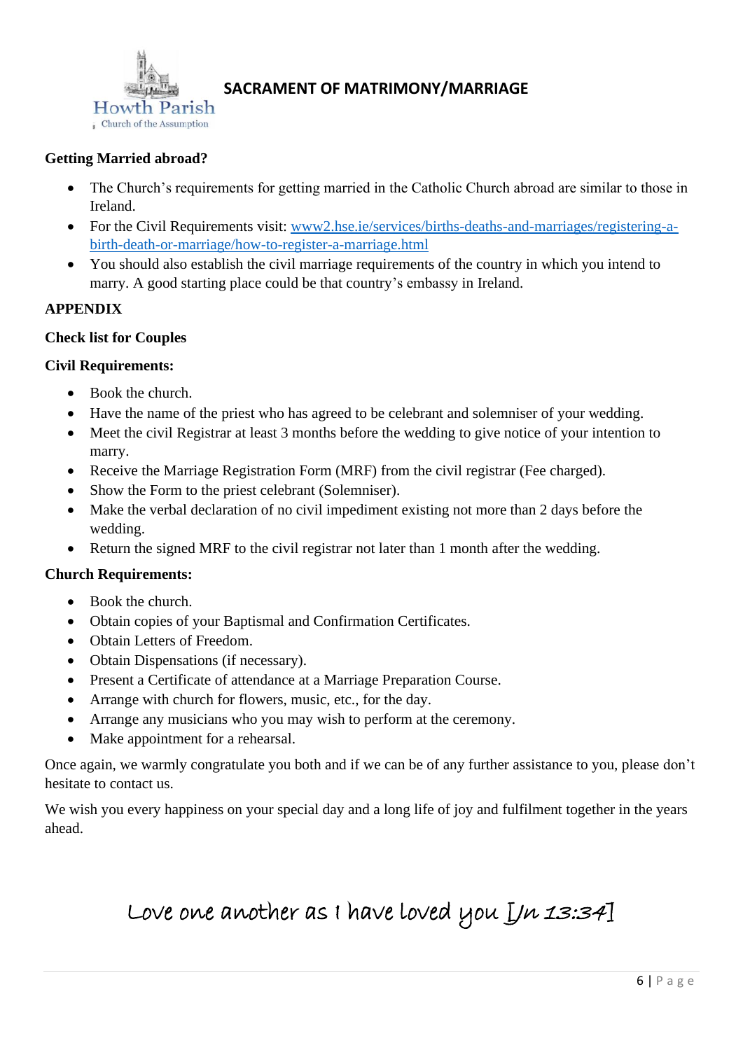**Howth Parish**
Church of the Assumption

**SACRAMENT OF MATRIMONY/MARRIAGE**

**Getting Married abroad?**

- The Church's requirements for getting married in the Catholic Church abroad are similar to those in Ireland.
- For the Civil Requirements visit: [www2.hse.ie/services/births-deaths-and-marriages/registering-a-birth-death-or-marriage/how-to-register-a-marriage.html](www2.hse.ie/services/births-deaths-and-marriages/registering-a-birth-death-or-marriage/how-to-register-a-marriage.html)
- You should also establish the civil marriage requirements of the country in which you intend to marry. A good starting place could be that country's embassy in Ireland.

**APPENDIX**

**Check list for Couples**

**Civil Requirements:**

- Book the church.
- Have the name of the priest who has agreed to be celebrant and solemniser of your wedding.
- Meet the civil Registrar at least 3 months before the wedding to give notice of your intention to marry.
- Receive the Marriage Registration Form (MRF) from the civil registrar (Fee charged).
- Show the Form to the priest celebrant (Solemniser).
- Make the verbal declaration of no civil impediment existing not more than 2 days before the wedding.
- Return the signed MRF to the civil registrar not later than 1 month after the wedding.

**Church Requirements:**

- Book the church.
- Obtain copies of your Baptismal and Confirmation Certificates.
- Obtain Letters of Freedom.
- Obtain Dispensations (if necessary).
- Present a Certificate of attendance at a Marriage Preparation Course.
- Arrange with church for flowers, music, etc., for the day.
- Arrange any musicians who you may wish to perform at the ceremony.
- Make appointment for a rehearsal.

Once again, we warmly congratulate you both and if we can be of any further assistance to you, please don't hesitate to contact us.

We wish you every happiness on your special day and a long life of joy and fulfilment together in the years ahead.

*Love one another as I have loved you [Jn 13:34]*